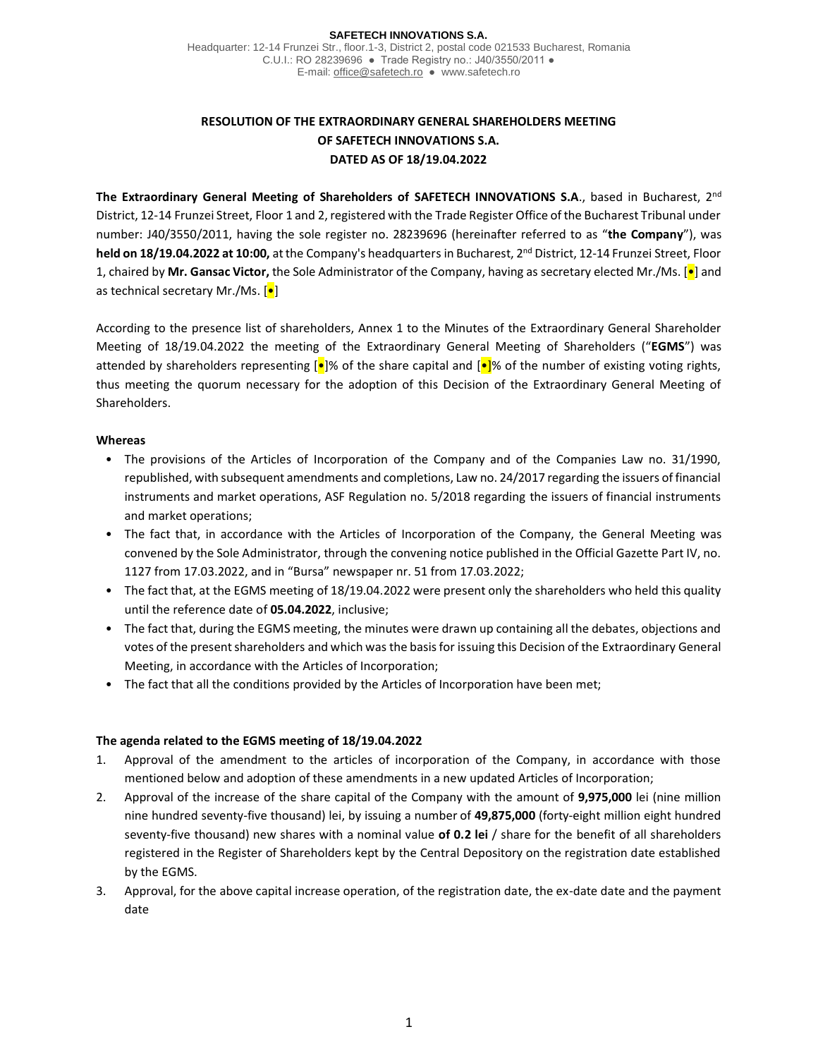SAFETECH INNOVATIONS S.A.
Headquarter: 12-14 Frunzei Str., floor.1-3, District 2, postal code 021533 Bucharest, Romania
C.U.I.: RO 28239696 ● Trade Registry no.: J40/3550/2011 ●
E-mail: office@safetech.ro ● www.safetech.ro

# RESOLUTION OF THE EXTRAORDINARY GENERAL SHAREHOLDERS MEETING OF SAFETECH INNOVATIONS S.A. DATED AS OF 18/19.04.2022

**The Extraordinary General Meeting of Shareholders of SAFETECH INNOVATIONS S.A**., based in Bucharest, 2nd District, 12-14 Frunzei Street, Floor 1 and 2, registered with the Trade Register Office of the Bucharest Tribunal under number: J40/3550/2011, having the sole register no. 28239696 (hereinafter referred to as "**the Company**"), was **held on 18/19.04.2022 at 10:00,** at the Company's headquarters in Bucharest, 2nd District, 12-14 Frunzei Street, Floor 1, chaired by **Mr. Gansac Victor,** the Sole Administrator of the Company, having as secretary elected Mr./Ms. [•] and as technical secretary Mr./Ms. [•]

According to the presence list of shareholders, Annex 1 to the Minutes of the Extraordinary General Shareholder Meeting of 18/19.04.2022 the meeting of the Extraordinary General Meeting of Shareholders ("**EGMS**") was attended by shareholders representing [•]% of the share capital and [•]% of the number of existing voting rights, thus meeting the quorum necessary for the adoption of this Decision of the Extraordinary General Meeting of Shareholders.

**Whereas**

- The provisions of the Articles of Incorporation of the Company and of the Companies Law no. 31/1990, republished, with subsequent amendments and completions, Law no. 24/2017 regarding the issuers of financial instruments and market operations, ASF Regulation no. 5/2018 regarding the issuers of financial instruments and market operations;
- The fact that, in accordance with the Articles of Incorporation of the Company, the General Meeting was convened by the Sole Administrator, through the convening notice published in the Official Gazette Part IV, no. 1127 from 17.03.2022, and in "Bursa" newspaper nr. 51 from 17.03.2022;
- The fact that, at the EGMS meeting of 18/19.04.2022 were present only the shareholders who held this quality until the reference date of **05.04.2022**, inclusive;
- The fact that, during the EGMS meeting, the minutes were drawn up containing all the debates, objections and votes of the present shareholders and which was the basis for issuing this Decision of the Extraordinary General Meeting, in accordance with the Articles of Incorporation;
- The fact that all the conditions provided by the Articles of Incorporation have been met;

**The agenda related to the EGMS meeting of 18/19.04.2022**

1. Approval of the amendment to the articles of incorporation of the Company, in accordance with those mentioned below and adoption of these amendments in a new updated Articles of Incorporation;
2. Approval of the increase of the share capital of the Company with the amount of **9,975,000** lei (nine million nine hundred seventy-five thousand) lei, by issuing a number of **49,875,000** (forty-eight million eight hundred seventy-five thousand) new shares with a nominal value **of 0.2 lei** / share for the benefit of all shareholders registered in the Register of Shareholders kept by the Central Depository on the registration date established by the EGMS.
3. Approval, for the above capital increase operation, of the registration date, the ex-date date and the payment date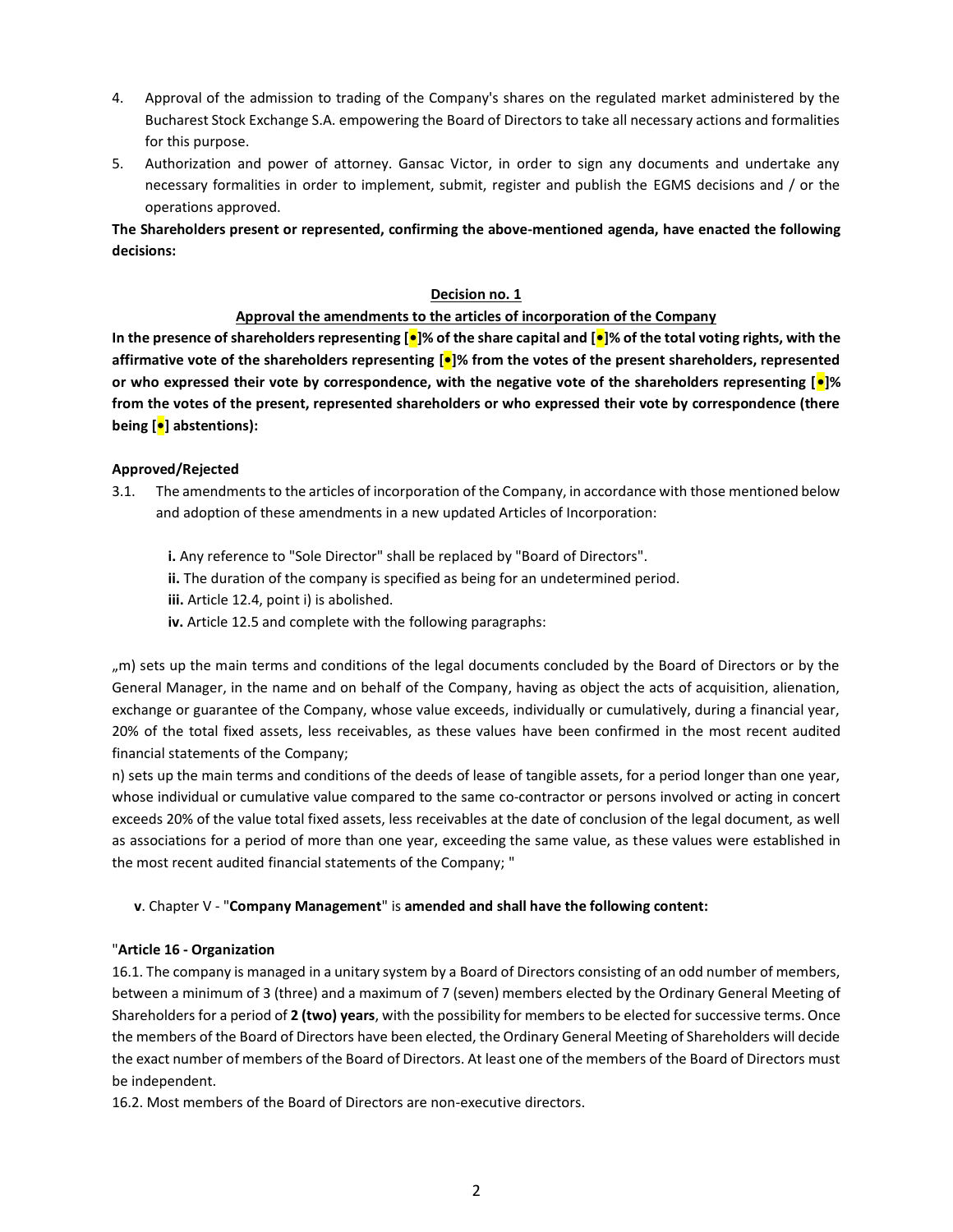4. Approval of the admission to trading of the Company's shares on the regulated market administered by the Bucharest Stock Exchange S.A. empowering the Board of Directors to take all necessary actions and formalities for this purpose.
5. Authorization and power of attorney. Gansac Victor, in order to sign any documents and undertake any necessary formalities in order to implement, submit, register and publish the EGMS decisions and / or the operations approved.

**The Shareholders present or represented, confirming the above-mentioned agenda, have enacted the following decisions:**

**Decision no. 1**

**Approval the amendments to the articles of incorporation of the Company**

**In the presence of shareholders representing [•]% of the share capital and [•]% of the total voting rights, with the affirmative vote of the shareholders representing [•]% from the votes of the present shareholders, represented or who expressed their vote by correspondence, with the negative vote of the shareholders representing [•]% from the votes of the present, represented shareholders or who expressed their vote by correspondence (there being [•] abstentions):**

**Approved/Rejected**

3.1. The amendments to the articles of incorporation of the Company, in accordance with those mentioned below and adoption of these amendments in a new updated Articles of Incorporation:

**i.** Any reference to "Sole Director" shall be replaced by "Board of Directors".
**ii.** The duration of the company is specified as being for an undetermined period.
**iii.** Article 12.4, point i) is abolished.
**iv.** Article 12.5 and complete with the following paragraphs:

„m) sets up the main terms and conditions of the legal documents concluded by the Board of Directors or by the General Manager, in the name and on behalf of the Company, having as object the acts of acquisition, alienation, exchange or guarantee of the Company, whose value exceeds, individually or cumulatively, during a financial year, 20% of the total fixed assets, less receivables, as these values have been confirmed in the most recent audited financial statements of the Company;

n) sets up the main terms and conditions of the deeds of lease of tangible assets, for a period longer than one year, whose individual or cumulative value compared to the same co-contractor or persons involved or acting in concert exceeds 20% of the value total fixed assets, less receivables at the date of conclusion of the legal document, as well as associations for a period of more than one year, exceeding the same value, as these values were established in the most recent audited financial statements of the Company; "

**v**. Chapter V - "**Company Management**" is **amended and shall have the following content:**

"**Article 16 - Organization**

16.1. The company is managed in a unitary system by a Board of Directors consisting of an odd number of members, between a minimum of 3 (three) and a maximum of 7 (seven) members elected by the Ordinary General Meeting of Shareholders for a period of **2 (two) years**, with the possibility for members to be elected for successive terms. Once the members of the Board of Directors have been elected, the Ordinary General Meeting of Shareholders will decide the exact number of members of the Board of Directors. At least one of the members of the Board of Directors must be independent.

16.2. Most members of the Board of Directors are non-executive directors.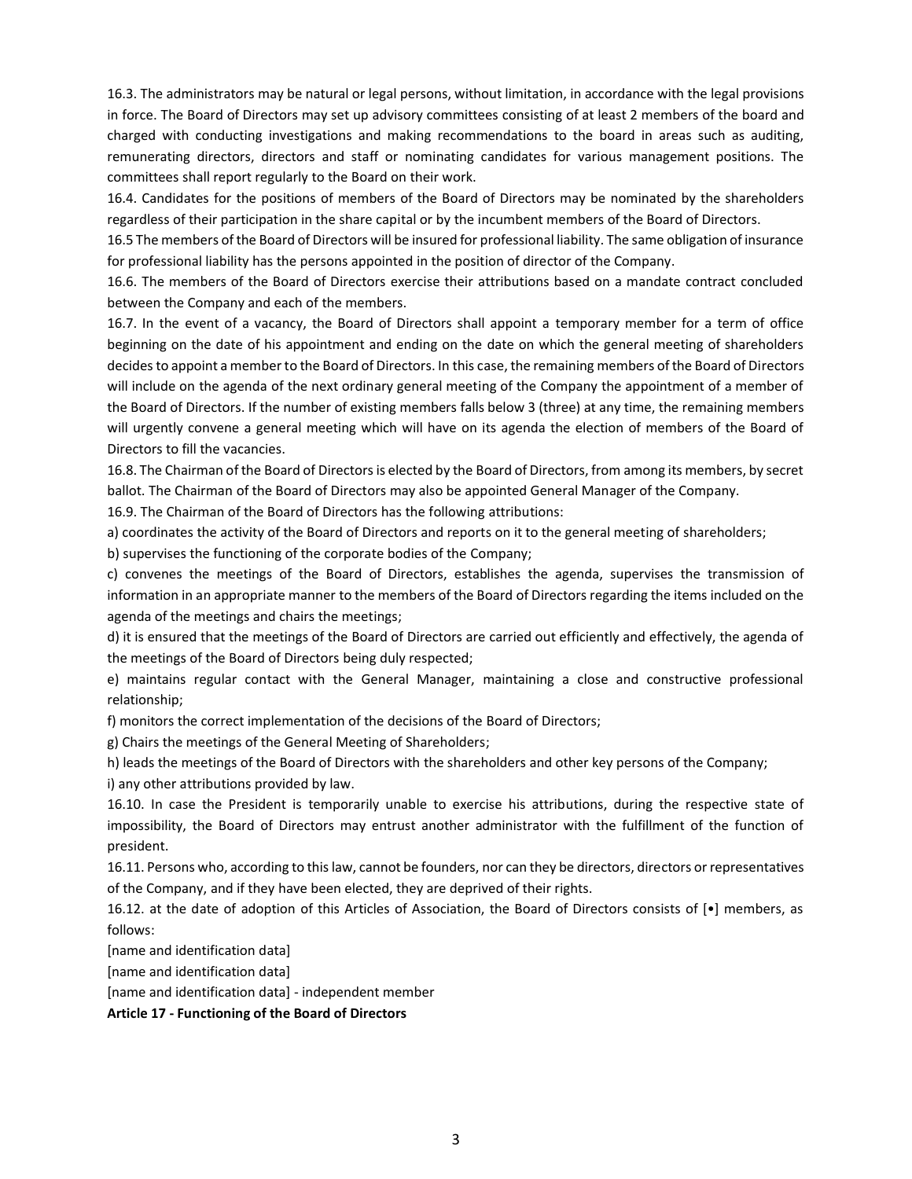16.3. The administrators may be natural or legal persons, without limitation, in accordance with the legal provisions in force. The Board of Directors may set up advisory committees consisting of at least 2 members of the board and charged with conducting investigations and making recommendations to the board in areas such as auditing, remunerating directors, directors and staff or nominating candidates for various management positions. The committees shall report regularly to the Board on their work.

16.4. Candidates for the positions of members of the Board of Directors may be nominated by the shareholders regardless of their participation in the share capital or by the incumbent members of the Board of Directors.

16.5 The members of the Board of Directors will be insured for professional liability. The same obligation of insurance for professional liability has the persons appointed in the position of director of the Company.

16.6. The members of the Board of Directors exercise their attributions based on a mandate contract concluded between the Company and each of the members.

16.7. In the event of a vacancy, the Board of Directors shall appoint a temporary member for a term of office beginning on the date of his appointment and ending on the date on which the general meeting of shareholders decides to appoint a member to the Board of Directors. In this case, the remaining members of the Board of Directors will include on the agenda of the next ordinary general meeting of the Company the appointment of a member of the Board of Directors. If the number of existing members falls below 3 (three) at any time, the remaining members will urgently convene a general meeting which will have on its agenda the election of members of the Board of Directors to fill the vacancies.

16.8. The Chairman of the Board of Directors is elected by the Board of Directors, from among its members, by secret ballot. The Chairman of the Board of Directors may also be appointed General Manager of the Company.

16.9. The Chairman of the Board of Directors has the following attributions:

a) coordinates the activity of the Board of Directors and reports on it to the general meeting of shareholders;

b) supervises the functioning of the corporate bodies of the Company;

c) convenes the meetings of the Board of Directors, establishes the agenda, supervises the transmission of information in an appropriate manner to the members of the Board of Directors regarding the items included on the agenda of the meetings and chairs the meetings;

d) it is ensured that the meetings of the Board of Directors are carried out efficiently and effectively, the agenda of the meetings of the Board of Directors being duly respected;

e) maintains regular contact with the General Manager, maintaining a close and constructive professional relationship;

f) monitors the correct implementation of the decisions of the Board of Directors;

g) Chairs the meetings of the General Meeting of Shareholders;

h) leads the meetings of the Board of Directors with the shareholders and other key persons of the Company;

i) any other attributions provided by law.

16.10. In case the President is temporarily unable to exercise his attributions, during the respective state of impossibility, the Board of Directors may entrust another administrator with the fulfillment of the function of president.

16.11. Persons who, according to this law, cannot be founders, nor can they be directors, directors or representatives of the Company, and if they have been elected, they are deprived of their rights.

16.12. at the date of adoption of this Articles of Association, the Board of Directors consists of [•] members, as follows:

[name and identification data]

[name and identification data]

[name and identification data] - independent member

**Article 17 - Functioning of the Board of Directors**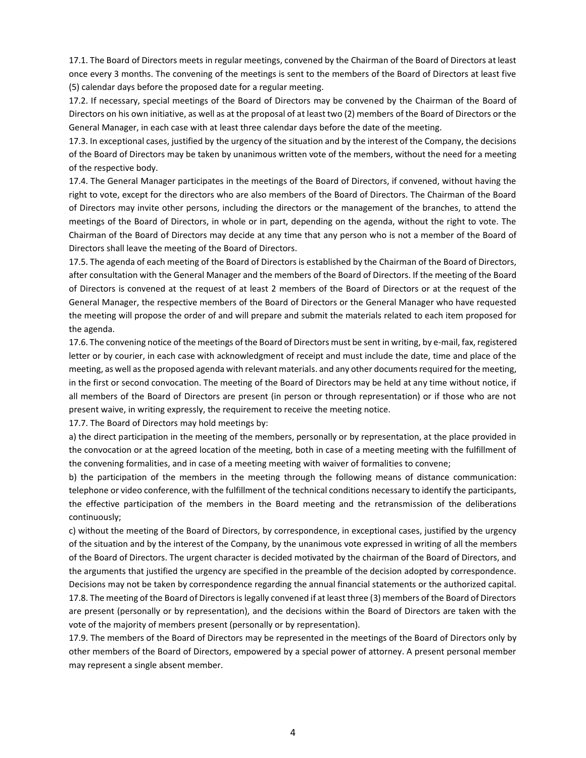17.1. The Board of Directors meets in regular meetings, convened by the Chairman of the Board of Directors at least once every 3 months. The convening of the meetings is sent to the members of the Board of Directors at least five (5) calendar days before the proposed date for a regular meeting.

17.2. If necessary, special meetings of the Board of Directors may be convened by the Chairman of the Board of Directors on his own initiative, as well as at the proposal of at least two (2) members of the Board of Directors or the General Manager, in each case with at least three calendar days before the date of the meeting.

17.3. In exceptional cases, justified by the urgency of the situation and by the interest of the Company, the decisions of the Board of Directors may be taken by unanimous written vote of the members, without the need for a meeting of the respective body.

17.4. The General Manager participates in the meetings of the Board of Directors, if convened, without having the right to vote, except for the directors who are also members of the Board of Directors. The Chairman of the Board of Directors may invite other persons, including the directors or the management of the branches, to attend the meetings of the Board of Directors, in whole or in part, depending on the agenda, without the right to vote. The Chairman of the Board of Directors may decide at any time that any person who is not a member of the Board of Directors shall leave the meeting of the Board of Directors.

17.5. The agenda of each meeting of the Board of Directors is established by the Chairman of the Board of Directors, after consultation with the General Manager and the members of the Board of Directors. If the meeting of the Board of Directors is convened at the request of at least 2 members of the Board of Directors or at the request of the General Manager, the respective members of the Board of Directors or the General Manager who have requested the meeting will propose the order of and will prepare and submit the materials related to each item proposed for the agenda.

17.6. The convening notice of the meetings of the Board of Directors must be sent in writing, by e-mail, fax, registered letter or by courier, in each case with acknowledgment of receipt and must include the date, time and place of the meeting, as well as the proposed agenda with relevant materials. and any other documents required for the meeting, in the first or second convocation. The meeting of the Board of Directors may be held at any time without notice, if all members of the Board of Directors are present (in person or through representation) or if those who are not present waive, in writing expressly, the requirement to receive the meeting notice.

17.7. The Board of Directors may hold meetings by:

a) the direct participation in the meeting of the members, personally or by representation, at the place provided in the convocation or at the agreed location of the meeting, both in case of a meeting meeting with the fulfillment of the convening formalities, and in case of a meeting meeting with waiver of formalities to convene;

b) the participation of the members in the meeting through the following means of distance communication: telephone or video conference, with the fulfillment of the technical conditions necessary to identify the participants, the effective participation of the members in the Board meeting and the retransmission of the deliberations continuously;

c) without the meeting of the Board of Directors, by correspondence, in exceptional cases, justified by the urgency of the situation and by the interest of the Company, by the unanimous vote expressed in writing of all the members of the Board of Directors. The urgent character is decided motivated by the chairman of the Board of Directors, and the arguments that justified the urgency are specified in the preamble of the decision adopted by correspondence. Decisions may not be taken by correspondence regarding the annual financial statements or the authorized capital.

17.8. The meeting of the Board of Directors is legally convened if at least three (3) members of the Board of Directors are present (personally or by representation), and the decisions within the Board of Directors are taken with the vote of the majority of members present (personally or by representation).

17.9. The members of the Board of Directors may be represented in the meetings of the Board of Directors only by other members of the Board of Directors, empowered by a special power of attorney. A present personal member may represent a single absent member.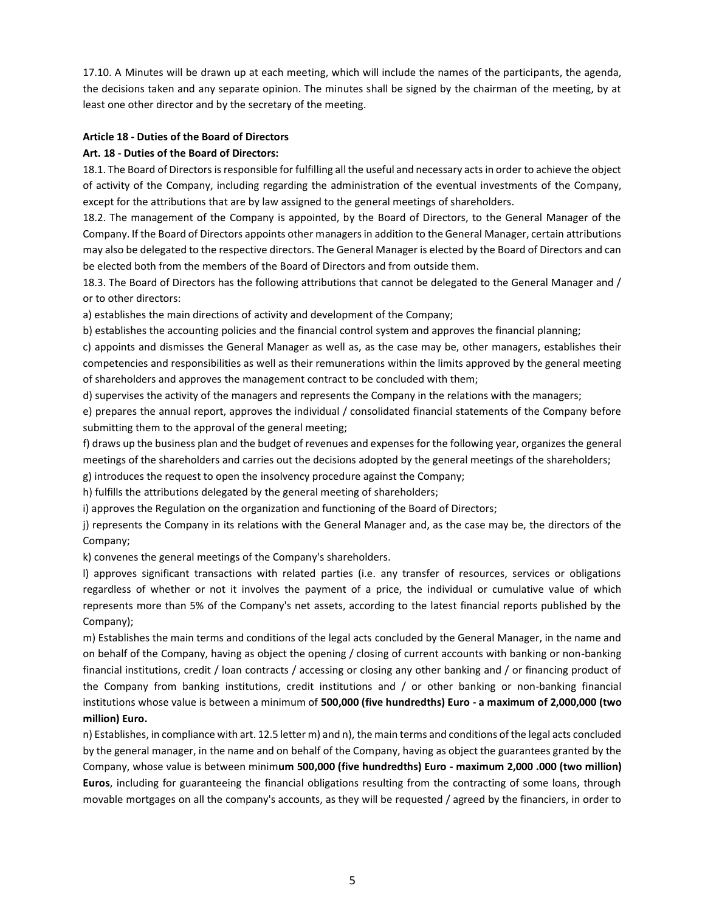17.10. A Minutes will be drawn up at each meeting, which will include the names of the participants, the agenda, the decisions taken and any separate opinion. The minutes shall be signed by the chairman of the meeting, by at least one other director and by the secretary of the meeting.

**Article 18 - Duties of the Board of Directors**

**Art. 18 - Duties of the Board of Directors:**

18.1. The Board of Directors is responsible for fulfilling all the useful and necessary acts in order to achieve the object of activity of the Company, including regarding the administration of the eventual investments of the Company, except for the attributions that are by law assigned to the general meetings of shareholders.

18.2. The management of the Company is appointed, by the Board of Directors, to the General Manager of the Company. If the Board of Directors appoints other managers in addition to the General Manager, certain attributions may also be delegated to the respective directors. The General Manager is elected by the Board of Directors and can be elected both from the members of the Board of Directors and from outside them.

18.3. The Board of Directors has the following attributions that cannot be delegated to the General Manager and / or to other directors:

a) establishes the main directions of activity and development of the Company;

b) establishes the accounting policies and the financial control system and approves the financial planning;

c) appoints and dismisses the General Manager as well as, as the case may be, other managers, establishes their competencies and responsibilities as well as their remunerations within the limits approved by the general meeting of shareholders and approves the management contract to be concluded with them;

d) supervises the activity of the managers and represents the Company in the relations with the managers;

e) prepares the annual report, approves the individual / consolidated financial statements of the Company before submitting them to the approval of the general meeting;

f) draws up the business plan and the budget of revenues and expenses for the following year, organizes the general meetings of the shareholders and carries out the decisions adopted by the general meetings of the shareholders;

g) introduces the request to open the insolvency procedure against the Company;

h) fulfills the attributions delegated by the general meeting of shareholders;

i) approves the Regulation on the organization and functioning of the Board of Directors;

j) represents the Company in its relations with the General Manager and, as the case may be, the directors of the Company;

k) convenes the general meetings of the Company's shareholders.

l) approves significant transactions with related parties (i.e. any transfer of resources, services or obligations regardless of whether or not it involves the payment of a price, the individual or cumulative value of which represents more than 5% of the Company's net assets, according to the latest financial reports published by the Company);

m) Establishes the main terms and conditions of the legal acts concluded by the General Manager, in the name and on behalf of the Company, having as object the opening / closing of current accounts with banking or non-banking financial institutions, credit / loan contracts / accessing or closing any other banking and / or financing product of the Company from banking institutions, credit institutions and / or other banking or non-banking financial institutions whose value is between a minimum of **500,000 (five hundredths) Euro - a maximum of 2,000,000 (two million) Euro.**

n) Establishes, in compliance with art. 12.5 letter m) and n), the main terms and conditions of the legal acts concluded by the general manager, in the name and on behalf of the Company, having as object the guarantees granted by the Company, whose value is between minim**um 500,000 (five hundredths) Euro - maximum 2,000 .000 (two million) Euros**, including for guaranteeing the financial obligations resulting from the contracting of some loans, through movable mortgages on all the company's accounts, as they will be requested / agreed by the financiers, in order to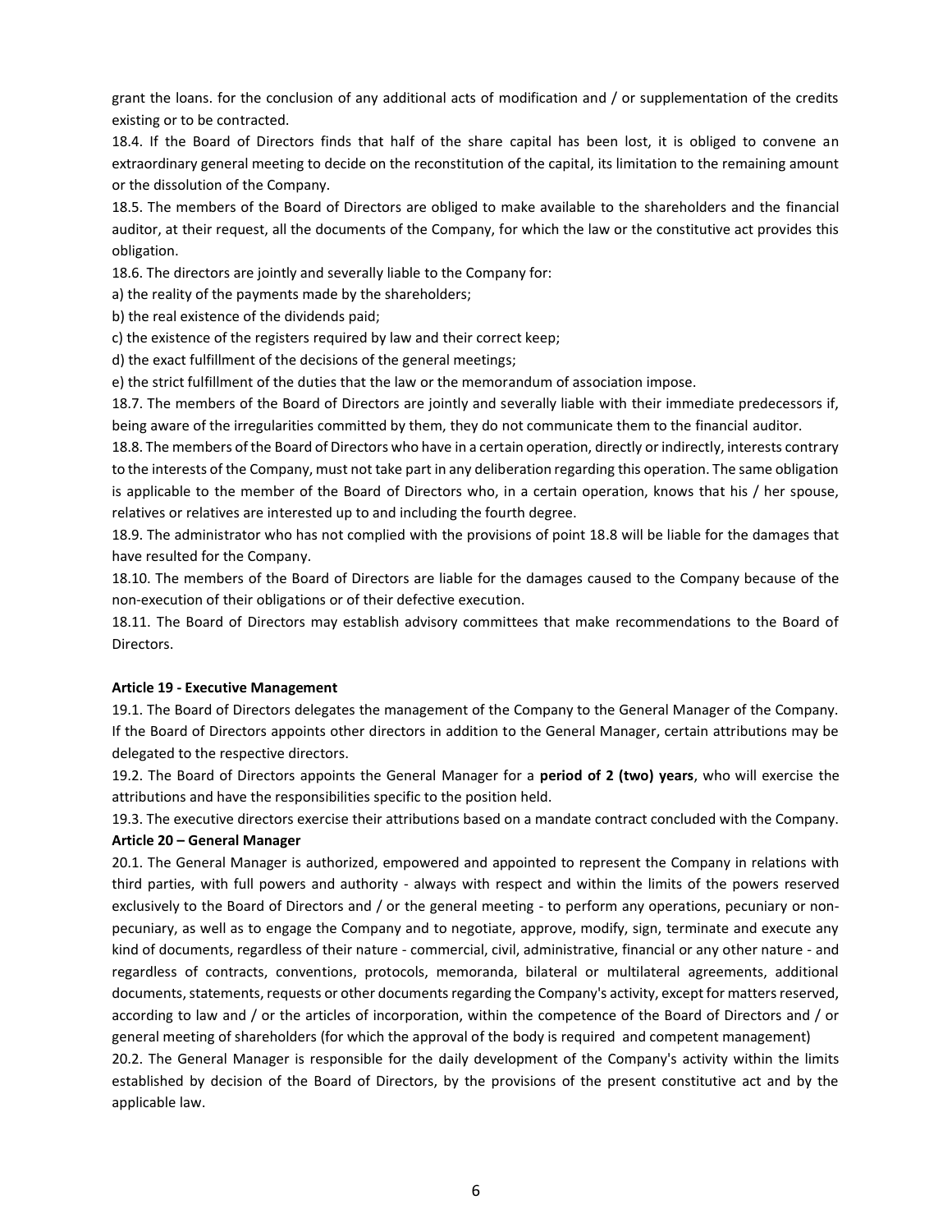grant the loans. for the conclusion of any additional acts of modification and / or supplementation of the credits existing or to be contracted.

18.4. If the Board of Directors finds that half of the share capital has been lost, it is obliged to convene an extraordinary general meeting to decide on the reconstitution of the capital, its limitation to the remaining amount or the dissolution of the Company.

18.5. The members of the Board of Directors are obliged to make available to the shareholders and the financial auditor, at their request, all the documents of the Company, for which the law or the constitutive act provides this obligation.

18.6. The directors are jointly and severally liable to the Company for:

a) the reality of the payments made by the shareholders;

b) the real existence of the dividends paid;

c) the existence of the registers required by law and their correct keep;

d) the exact fulfillment of the decisions of the general meetings;

e) the strict fulfillment of the duties that the law or the memorandum of association impose.

18.7. The members of the Board of Directors are jointly and severally liable with their immediate predecessors if, being aware of the irregularities committed by them, they do not communicate them to the financial auditor.

18.8. The members of the Board of Directors who have in a certain operation, directly or indirectly, interests contrary to the interests of the Company, must not take part in any deliberation regarding this operation. The same obligation is applicable to the member of the Board of Directors who, in a certain operation, knows that his / her spouse, relatives or relatives are interested up to and including the fourth degree.

18.9. The administrator who has not complied with the provisions of point 18.8 will be liable for the damages that have resulted for the Company.

18.10. The members of the Board of Directors are liable for the damages caused to the Company because of the non-execution of their obligations or of their defective execution.

18.11. The Board of Directors may establish advisory committees that make recommendations to the Board of Directors.

**Article 19 - Executive Management**

19.1. The Board of Directors delegates the management of the Company to the General Manager of the Company. If the Board of Directors appoints other directors in addition to the General Manager, certain attributions may be delegated to the respective directors.

19.2. The Board of Directors appoints the General Manager for a **period of 2 (two) years**, who will exercise the attributions and have the responsibilities specific to the position held.

19.3. The executive directors exercise their attributions based on a mandate contract concluded with the Company.

**Article 20 – General Manager**

20.1. The General Manager is authorized, empowered and appointed to represent the Company in relations with third parties, with full powers and authority - always with respect and within the limits of the powers reserved exclusively to the Board of Directors and / or the general meeting - to perform any operations, pecuniary or non-pecuniary, as well as to engage the Company and to negotiate, approve, modify, sign, terminate and execute any kind of documents, regardless of their nature - commercial, civil, administrative, financial or any other nature - and regardless of contracts, conventions, protocols, memoranda, bilateral or multilateral agreements, additional documents, statements, requests or other documents regarding the Company's activity, except for matters reserved, according to law and / or the articles of incorporation, within the competence of the Board of Directors and / or general meeting of shareholders (for which the approval of the body is required and competent management)

20.2. The General Manager is responsible for the daily development of the Company's activity within the limits established by decision of the Board of Directors, by the provisions of the present constitutive act and by the applicable law.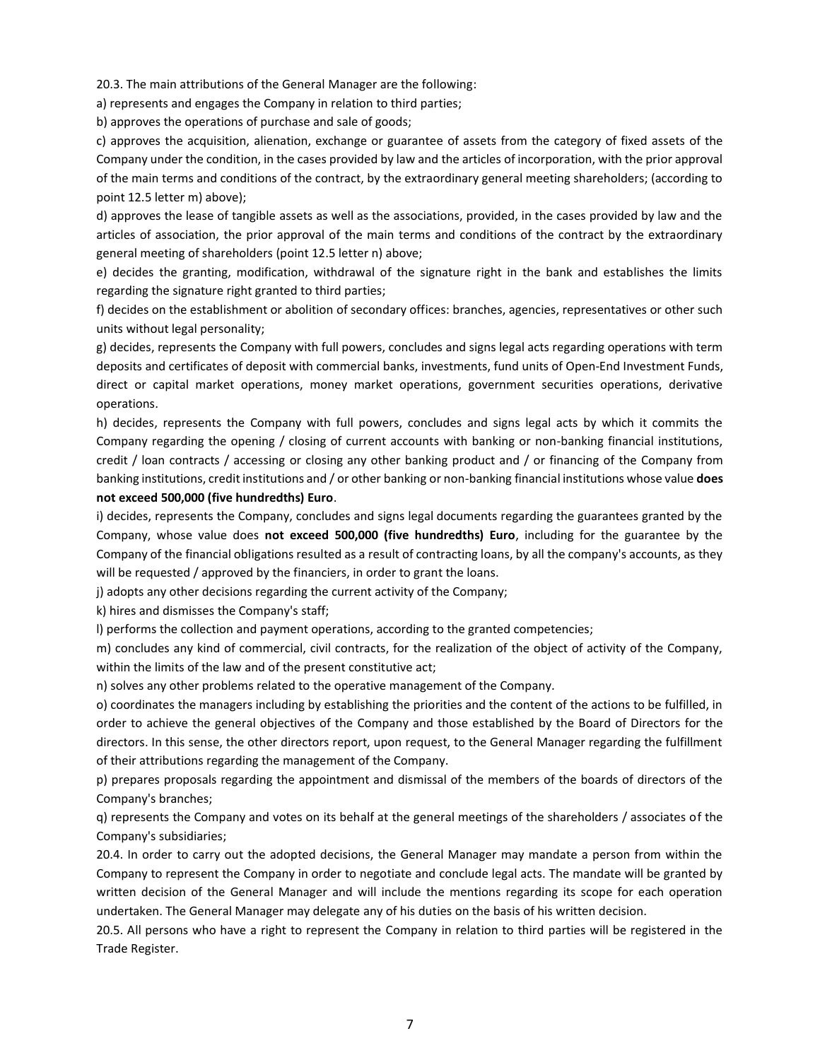20.3. The main attributions of the General Manager are the following:

a) represents and engages the Company in relation to third parties;

b) approves the operations of purchase and sale of goods;

c) approves the acquisition, alienation, exchange or guarantee of assets from the category of fixed assets of the Company under the condition, in the cases provided by law and the articles of incorporation, with the prior approval of the main terms and conditions of the contract, by the extraordinary general meeting shareholders; (according to point 12.5 letter m) above);

d) approves the lease of tangible assets as well as the associations, provided, in the cases provided by law and the articles of association, the prior approval of the main terms and conditions of the contract by the extraordinary general meeting of shareholders (point 12.5 letter n) above;

e) decides the granting, modification, withdrawal of the signature right in the bank and establishes the limits regarding the signature right granted to third parties;

f) decides on the establishment or abolition of secondary offices: branches, agencies, representatives or other such units without legal personality;

g) decides, represents the Company with full powers, concludes and signs legal acts regarding operations with term deposits and certificates of deposit with commercial banks, investments, fund units of Open-End Investment Funds, direct or capital market operations, money market operations, government securities operations, derivative operations.

h) decides, represents the Company with full powers, concludes and signs legal acts by which it commits the Company regarding the opening / closing of current accounts with banking or non-banking financial institutions, credit / loan contracts / accessing or closing any other banking product and / or financing of the Company from banking institutions, credit institutions and / or other banking or non-banking financial institutions whose value **does not exceed 500,000 (five hundredths) Euro**.

i) decides, represents the Company, concludes and signs legal documents regarding the guarantees granted by the Company, whose value does **not exceed 500,000 (five hundredths) Euro**, including for the guarantee by the Company of the financial obligations resulted as a result of contracting loans, by all the company's accounts, as they will be requested / approved by the financiers, in order to grant the loans.

j) adopts any other decisions regarding the current activity of the Company;

k) hires and dismisses the Company's staff;

l) performs the collection and payment operations, according to the granted competencies;

m) concludes any kind of commercial, civil contracts, for the realization of the object of activity of the Company, within the limits of the law and of the present constitutive act;

n) solves any other problems related to the operative management of the Company.

o) coordinates the managers including by establishing the priorities and the content of the actions to be fulfilled, in order to achieve the general objectives of the Company and those established by the Board of Directors for the directors. In this sense, the other directors report, upon request, to the General Manager regarding the fulfillment of their attributions regarding the management of the Company.

p) prepares proposals regarding the appointment and dismissal of the members of the boards of directors of the Company's branches;

q) represents the Company and votes on its behalf at the general meetings of the shareholders / associates of the Company's subsidiaries;

20.4. In order to carry out the adopted decisions, the General Manager may mandate a person from within the Company to represent the Company in order to negotiate and conclude legal acts. The mandate will be granted by written decision of the General Manager and will include the mentions regarding its scope for each operation undertaken. The General Manager may delegate any of his duties on the basis of his written decision.

20.5. All persons who have a right to represent the Company in relation to third parties will be registered in the Trade Register.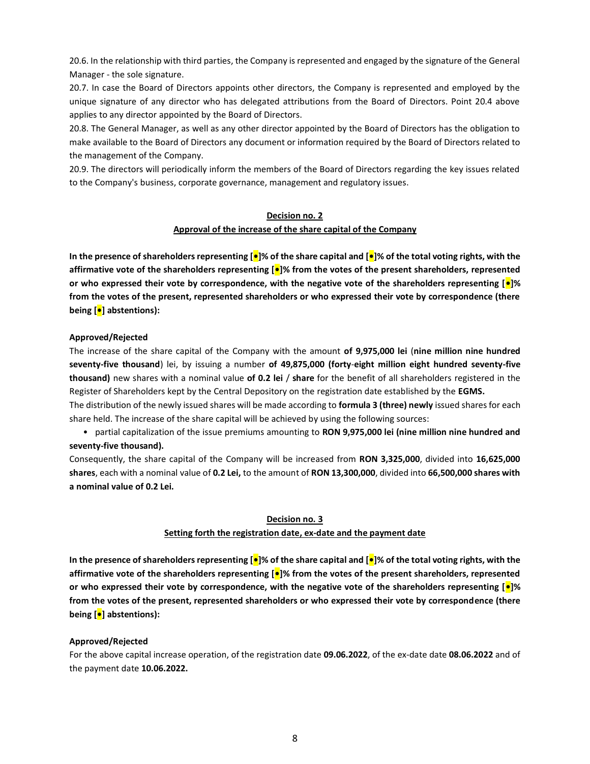20.6. In the relationship with third parties, the Company is represented and engaged by the signature of the General Manager - the sole signature.

20.7. In case the Board of Directors appoints other directors, the Company is represented and employed by the unique signature of any director who has delegated attributions from the Board of Directors. Point 20.4 above applies to any director appointed by the Board of Directors.

20.8. The General Manager, as well as any other director appointed by the Board of Directors has the obligation to make available to the Board of Directors any document or information required by the Board of Directors related to the management of the Company.

20.9. The directors will periodically inform the members of the Board of Directors regarding the key issues related to the Company's business, corporate governance, management and regulatory issues.

## Decision no. 2

## Approval of the increase of the share capital of the Company

**In the presence of shareholders representing [•]% of the share capital and [•]% of the total voting rights, with the affirmative vote of the shareholders representing [•]% from the votes of the present shareholders, represented or who expressed their vote by correspondence, with the negative vote of the shareholders representing [•]% from the votes of the present, represented shareholders or who expressed their vote by correspondence (there being [•] abstentions):**

**Approved/Rejected**

The increase of the share capital of the Company with the amount **of 9,975,000 lei** (**nine million nine hundred seventy-five thousand**) lei, by issuing a number **of 49,875,000 (forty-eight million eight hundred seventy-five thousand)** new shares with a nominal value **of 0.2 lei** / **share** for the benefit of all shareholders registered in the Register of Shareholders kept by the Central Depository on the registration date established by the **EGMS.**

The distribution of the newly issued shares will be made according to **formula 3 (three) newly** issued shares for each share held. The increase of the share capital will be achieved by using the following sources:

- partial capitalization of the issue premiums amounting to **RON 9,975,000 lei (nine million nine hundred and seventy-five thousand).**

Consequently, the share capital of the Company will be increased from **RON 3,325,000**, divided into **16,625,000 shares**, each with a nominal value of **0.2 Lei,** to the amount of **RON 13,300,000**, divided into **66,500,000 shares with a nominal value of 0.2 Lei.**

## Decision no. 3

## Setting forth the registration date, ex-date and the payment date

**In the presence of shareholders representing [•]% of the share capital and [•]% of the total voting rights, with the affirmative vote of the shareholders representing [•]% from the votes of the present shareholders, represented or who expressed their vote by correspondence, with the negative vote of the shareholders representing [•]% from the votes of the present, represented shareholders or who expressed their vote by correspondence (there being [•] abstentions):**

**Approved/Rejected**

For the above capital increase operation, of the registration date **09.06.2022**, of the ex-date date **08.06.2022** and of the payment date **10.06.2022.**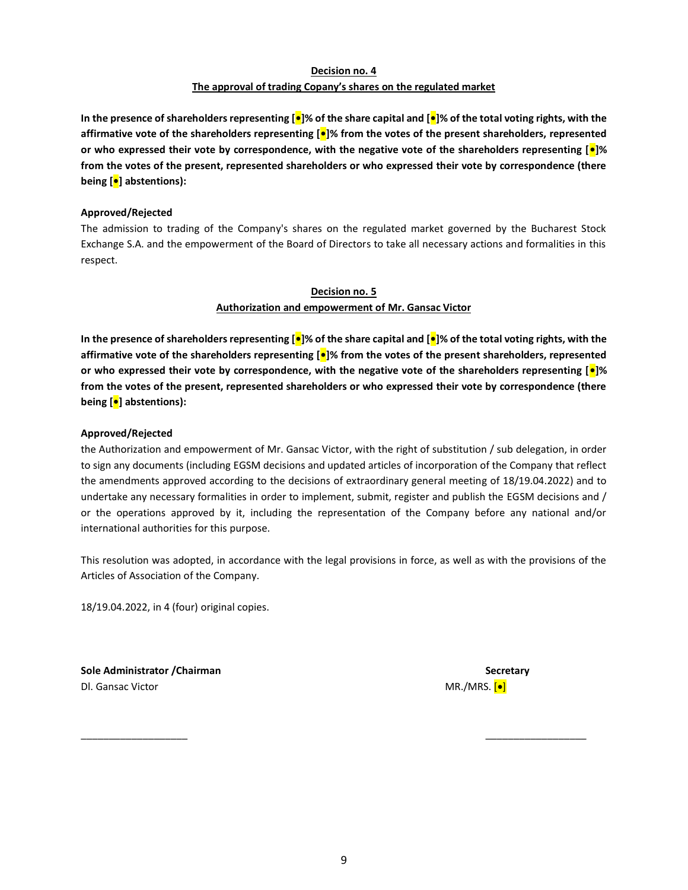**Decision no. 4**

**The approval of trading Copany's shares on the regulated market**

**In the presence of shareholders representing [•]% of the share capital and [•]% of the total voting rights, with the affirmative vote of the shareholders representing [•]% from the votes of the present shareholders, represented or who expressed their vote by correspondence, with the negative vote of the shareholders representing [•]% from the votes of the present, represented shareholders or who expressed their vote by correspondence (there being [•] abstentions):**

**Approved/Rejected**

The admission to trading of the Company's shares on the regulated market governed by the Bucharest Stock Exchange S.A. and the empowerment of the Board of Directors to take all necessary actions and formalities in this respect.

**Decision no. 5**

**Authorization and empowerment of Mr. Gansac Victor**

**In the presence of shareholders representing [•]% of the share capital and [•]% of the total voting rights, with the affirmative vote of the shareholders representing [•]% from the votes of the present shareholders, represented or who expressed their vote by correspondence, with the negative vote of the shareholders representing [•]% from the votes of the present, represented shareholders or who expressed their vote by correspondence (there being [•] abstentions):**

**Approved/Rejected**

the Authorization and empowerment of Mr. Gansac Victor, with the right of substitution / sub delegation, in order to sign any documents (including EGSM decisions and updated articles of incorporation of the Company that reflect the amendments approved according to the decisions of extraordinary general meeting of 18/19.04.2022) and to undertake any necessary formalities in order to implement, submit, register and publish the EGSM decisions and / or the operations approved by it, including the representation of the Company before any national and/or international authorities for this purpose.

This resolution was adopted, in accordance with the legal provisions in force, as well as with the provisions of the Articles of Association of the Company.

18/19.04.2022, in 4 (four) original copies.

**Sole Administrator /Chairman**
Dl. Gansac Victor

___________________

**Secretary**
MR./MRS. [•]

___________________